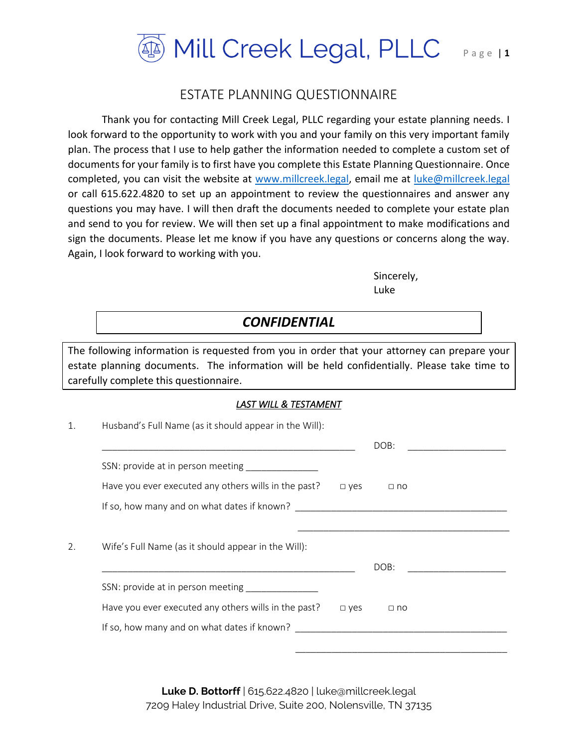# Mill Creek Legal, PLLC

## ESTATE PLANNING QUESTIONNAIRE

Thank you for contacting Mill Creek Legal, PLLC regarding your estate planning needs. I look forward to the opportunity to work with you and your family on this very important family plan. The process that I use to help gather the information needed to complete a custom set of documents for your family is to first have you complete this Estate Planning Questionnaire. Once completed, you can visit the website at [www.millcreek.legal](http://www.millcreek.legal), email me at [luke@millcreek.legal](mailto:luke@millcreek.legal) or call 615.622.4820 to set up an appointment to review the questionnaires and answer any questions you may have. I will then draft the documents needed to complete your estate plan and send to you for review. We will then set up a final appointment to make modifications and sign the documents. Please let me know if you have any questions or concerns along the way. Again, I look forward to working with you.

Sincerely,
Luke

**_CONFIDENTIAL_**

The following information is requested from you in order that your attorney can prepare your estate planning documents. The information will be held confidentially. Please take time to carefully complete this questionnaire.

***LAST WILL & TESTAMENT***

1. Husband's Full Name (as it should appear in the Will):

   ______________________________________________ DOB: __________________

   SSN: provide at in person meeting _____________

   Have you ever executed any others wills in the past? □ yes □ no

   If so, how many and on what dates if known? ______________________________________

   ______________________________________

2. Wife's Full Name (as it should appear in the Will):

   ______________________________________________ DOB: __________________

   SSN: provide at in person meeting _____________

   Have you ever executed any others wills in the past? □ yes □ no

   If so, how many and on what dates if known? ______________________________________

   ______________________________________

**Luke D. Bottorff** | 615.622.4820 | luke@millcreek.legal
7209 Haley Industrial Drive, Suite 200, Nolensville, TN 37135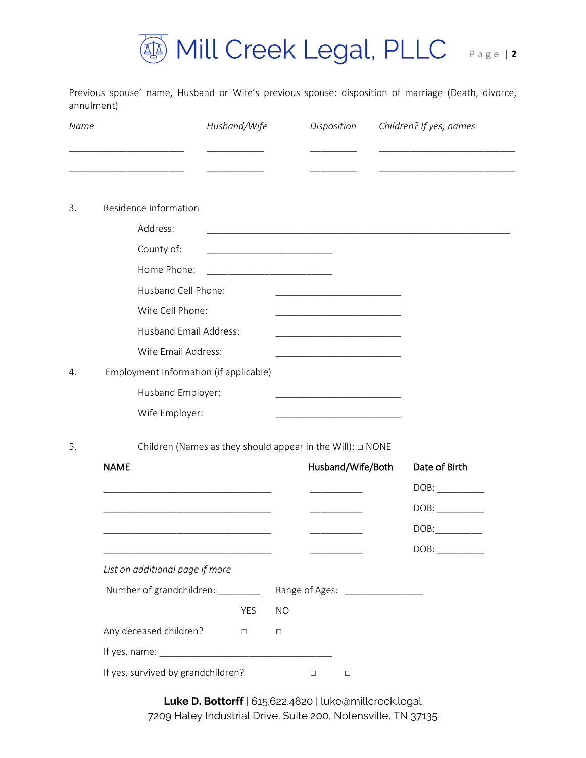Previous spouse' name, Husband or Wife's previous spouse: disposition of marriage (Death, divorce, annulment)

| *Name* | *Husband/Wife* | *Disposition* | *Children? If yes, names* |
|---|---|---|---|
| ______________________ | ___________ | _________ | __________________________ |
| ______________________ | ___________ | _________ | __________________________ |

3. Residence Information

   Address: ____________________________________________________________

   County of: _________________________

   Home Phone: _________________________

   Husband Cell Phone: _________________________

   Wife Cell Phone: _________________________

   Husband Email Address: _________________________

   Wife Email Address: _________________________

4. Employment Information (if applicable)

   Husband Employer: _________________________

   Wife Employer: _________________________

5. Children (Names as they should appear in the Will): □ NONE

| **NAME** | **Husband/Wife/Both** | **Date of Birth** |
|---|---|---|
| _________________________________ | __________ | DOB: _________ |
| _________________________________ | __________ | DOB: _________ |
| _________________________________ | __________ | DOB:_________ |
| _________________________________ | __________ | DOB: _________ |

*List on additional page if more*

Number of grandchildren: ________   Range of Ages: _______________

| | YES | NO |
|---|---|---|
| Any deceased children? | □ | □ |

If yes, name: __________________________________

If yes, survived by grandchildren? □ □

**Luke D. Bottorff** | 615.622.4820 | luke@millcreek.legal
7209 Haley Industrial Drive, Suite 200, Nolensville, TN 37135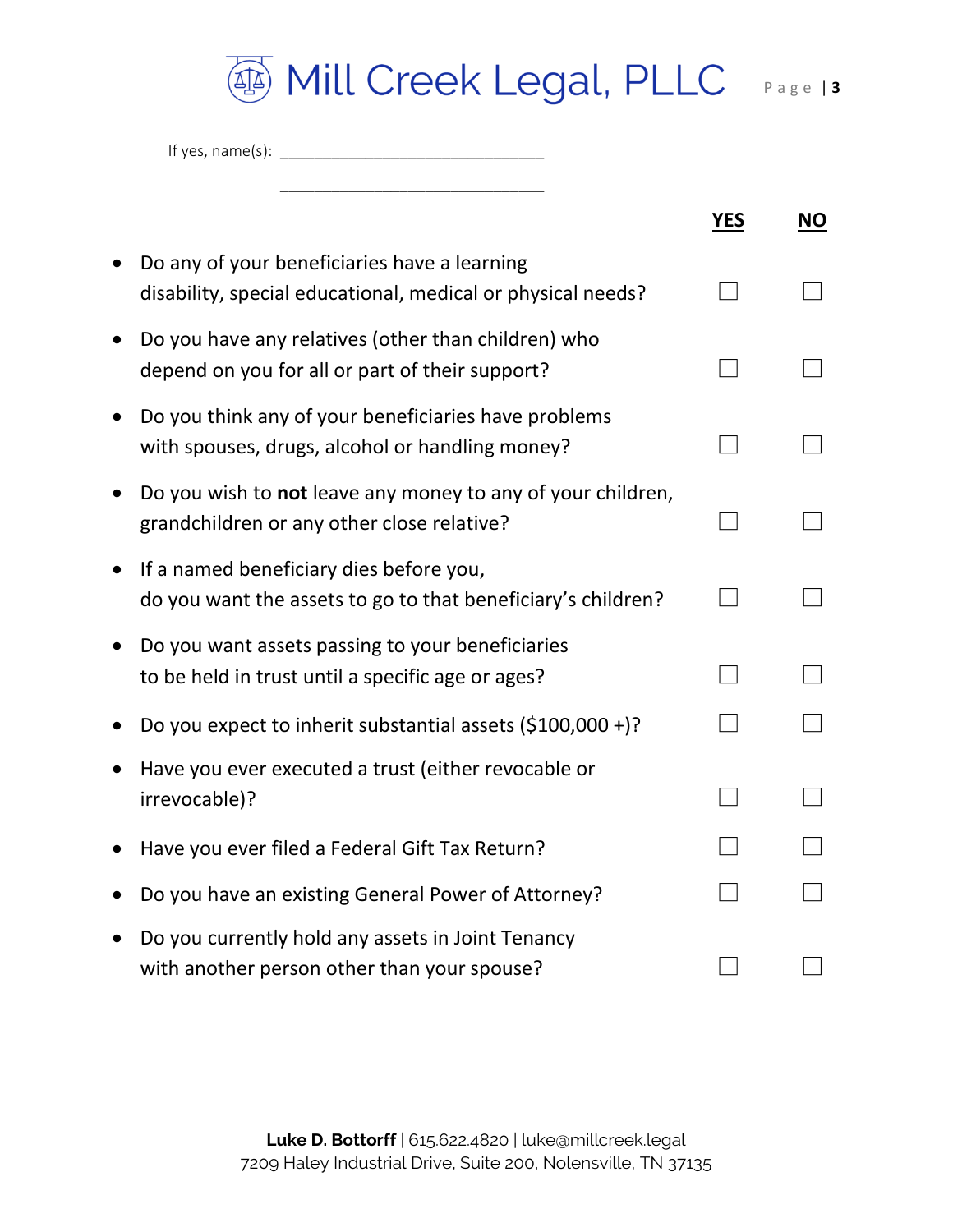If yes, name(s): ______________________________

______________________________

| | YES | NO |
| --- | --- | --- |
| • Do any of your beneficiaries have a learning disability, special educational, medical or physical needs? | ☐ | ☐ |
| • Do you have any relatives (other than children) who depend on you for all or part of their support? | ☐ | ☐ |
| • Do you think any of your beneficiaries have problems with spouses, drugs, alcohol or handling money? | ☐ | ☐ |
| • Do you wish to **not** leave any money to any of your children, grandchildren or any other close relative? | ☐ | ☐ |
| • If a named beneficiary dies before you, do you want the assets to go to that beneficiary's children? | ☐ | ☐ |
| • Do you want assets passing to your beneficiaries to be held in trust until a specific age or ages? | ☐ | ☐ |
| • Do you expect to inherit substantial assets ($100,000 +)? | ☐ | ☐ |
| • Have you ever executed a trust (either revocable or irrevocable)? | ☐ | ☐ |
| • Have you ever filed a Federal Gift Tax Return? | ☐ | ☐ |
| • Do you have an existing General Power of Attorney? | ☐ | ☐ |
| • Do you currently hold any assets in Joint Tenancy with another person other than your spouse? | ☐ | ☐ |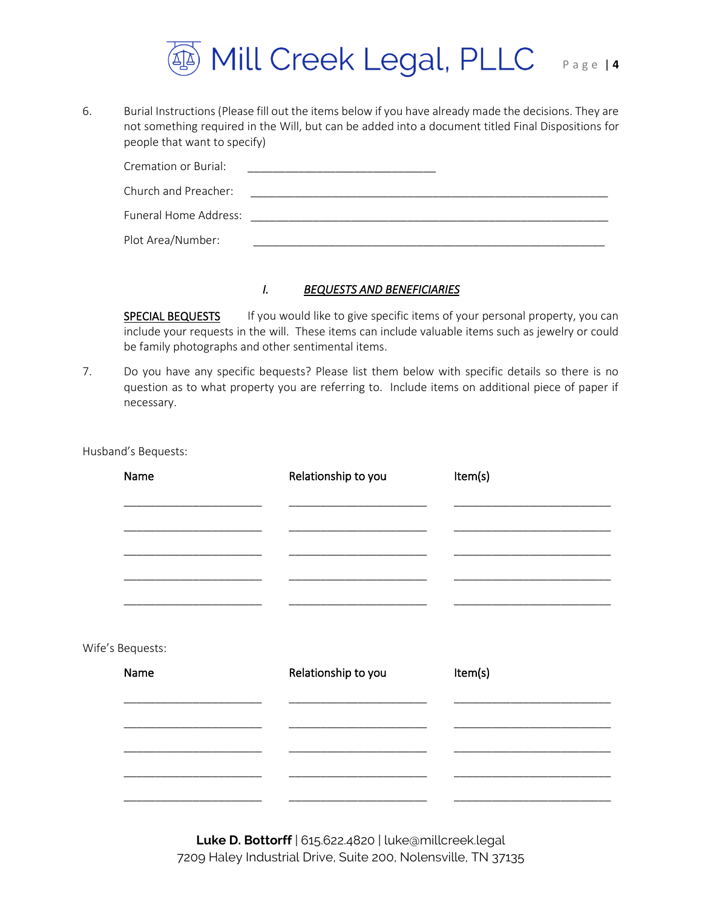6. Burial Instructions (Please fill out the items below if you have already made the decisions. They are not something required in the Will, but can be added into a document titled Final Dispositions for people that want to specify)

   Cremation or Burial: ______________________________

   Church and Preacher: ______________________________

   Funeral Home Address: ______________________________

   Plot Area/Number: ______________________________

## *I. BEQUESTS AND BENEFICIARIES*

**SPECIAL BEQUESTS** If you would like to give specific items of your personal property, you can include your requests in the will. These items can include valuable items such as jewelry or could be family photographs and other sentimental items.

7. Do you have any specific bequests? Please list them below with specific details so there is no question as to what property you are referring to. Include items on additional piece of paper if necessary.

Husband's Bequests:

| Name | Relationship to you | Item(s) |
|---|---|---|
| ______________________ | ______________________ | ______________________ |
| ______________________ | ______________________ | ______________________ |
| ______________________ | ______________________ | ______________________ |
| ______________________ | ______________________ | ______________________ |
| ______________________ | ______________________ | ______________________ |

Wife's Bequests:

| Name | Relationship to you | Item(s) |
|---|---|---|
| ______________________ | ______________________ | ______________________ |
| ______________________ | ______________________ | ______________________ |
| ______________________ | ______________________ | ______________________ |
| ______________________ | ______________________ | ______________________ |
| ______________________ | ______________________ | ______________________ |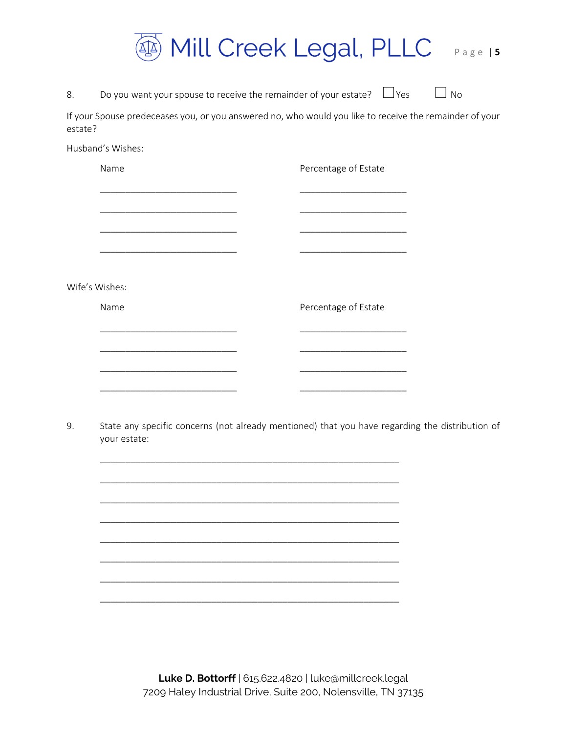8. Do you want your spouse to receive the remainder of your estate? ☐ Yes ☐ No

If your Spouse predeceases you, or you answered no, who would you like to receive the remainder of your estate?

Husband's Wishes:

| Name | Percentage of Estate |
|---|---|
| ____________________________ | ______________________ |
| ____________________________ | ______________________ |
| ____________________________ | ______________________ |
| ____________________________ | ______________________ |

Wife's Wishes:

| Name | Percentage of Estate |
|---|---|
| ____________________________ | ______________________ |
| ____________________________ | ______________________ |
| ____________________________ | ______________________ |
| ____________________________ | ______________________ |

9. State any specific concerns (not already mentioned) that you have regarding the distribution of your estate:

______________________________________________________________

______________________________________________________________

______________________________________________________________

______________________________________________________________

______________________________________________________________

______________________________________________________________

______________________________________________________________

______________________________________________________________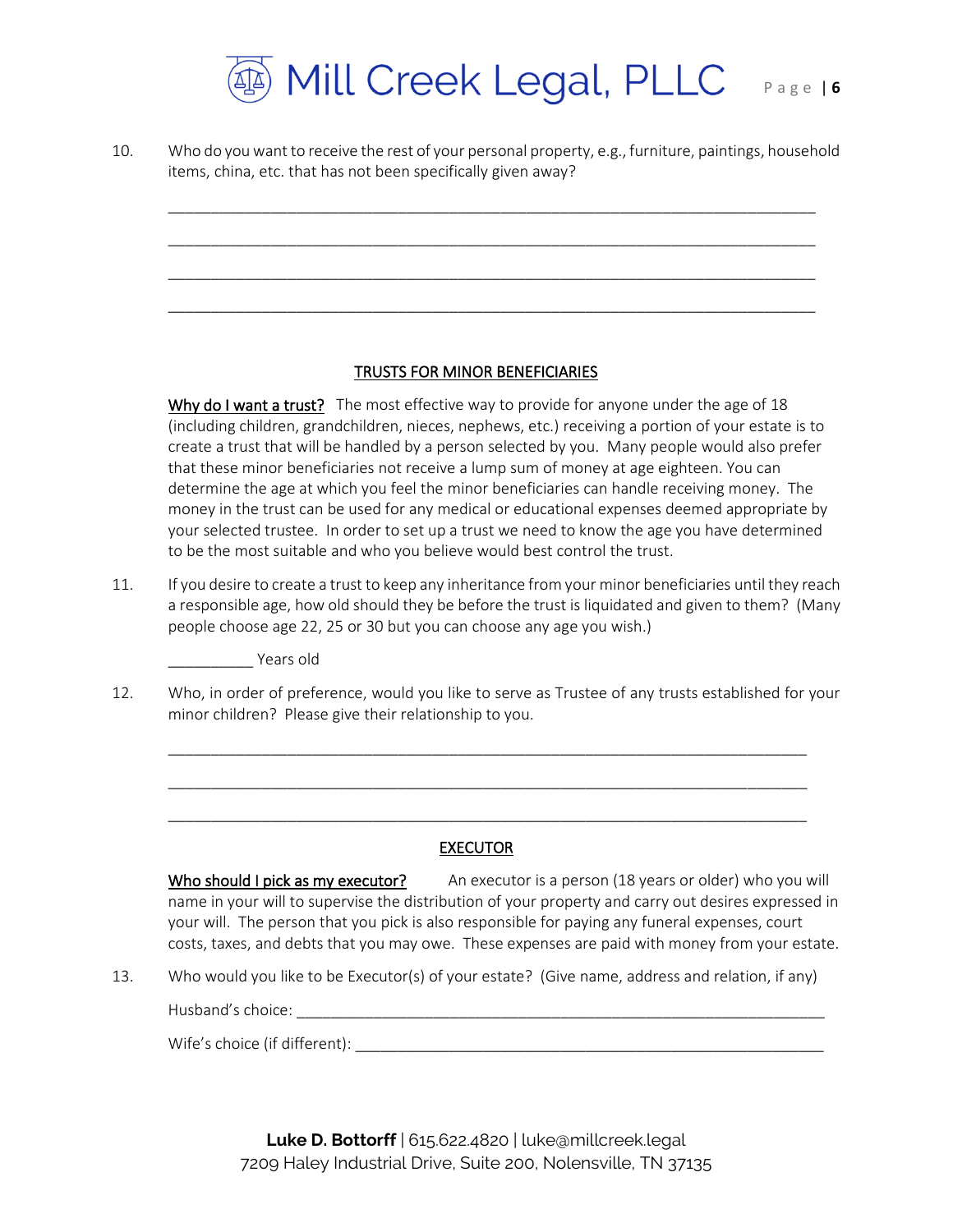10. Who do you want to receive the rest of your personal property, e.g., furniture, paintings, household items, china, etc. that has not been specifically given away?

___________________________________________________________________________

___________________________________________________________________________

___________________________________________________________________________

___________________________________________________________________________

## TRUSTS FOR MINOR BENEFICIARIES

**Why do I want a trust?** The most effective way to provide for anyone under the age of 18 (including children, grandchildren, nieces, nephews, etc.) receiving a portion of your estate is to create a trust that will be handled by a person selected by you. Many people would also prefer that these minor beneficiaries not receive a lump sum of money at age eighteen. You can determine the age at which you feel the minor beneficiaries can handle receiving money. The money in the trust can be used for any medical or educational expenses deemed appropriate by your selected trustee. In order to set up a trust we need to know the age you have determined to be the most suitable and who you believe would best control the trust.

11. If you desire to create a trust to keep any inheritance from your minor beneficiaries until they reach a responsible age, how old should they be before the trust is liquidated and given to them? (Many people choose age 22, 25 or 30 but you can choose any age you wish.)

    __________ Years old

12. Who, in order of preference, would you like to serve as Trustee of any trusts established for your minor children? Please give their relationship to you.

___________________________________________________________________________

___________________________________________________________________________

___________________________________________________________________________

## EXECUTOR

**Who should I pick as my executor?** An executor is a person (18 years or older) who you will name in your will to supervise the distribution of your property and carry out desires expressed in your will. The person that you pick is also responsible for paying any funeral expenses, court costs, taxes, and debts that you may owe. These expenses are paid with money from your estate.

13. Who would you like to be Executor(s) of your estate? (Give name, address and relation, if any)

    Husband's choice: _______________________________________________________

    Wife's choice (if different): _______________________________________________

**Luke D. Bottorff** | 615.622.4820 | luke@millcreek.legal
7209 Haley Industrial Drive, Suite 200, Nolensville, TN 37135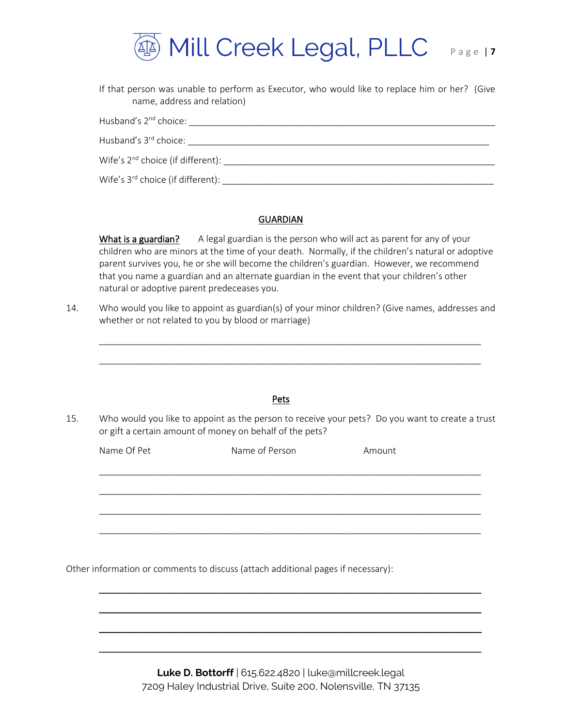If that person was unable to perform as Executor, who would like to replace him or her? (Give name, address and relation)

Husband's 2nd choice: ______________________________________________________________

Husband's 3rd choice: ______________________________________________________________

Wife's 2nd choice (if different): ______________________________________________________

Wife's 3rd choice (if different): ______________________________________________________

## GUARDIAN

**What is a guardian?** A legal guardian is the person who will act as parent for any of your children who are minors at the time of your death. Normally, if the children's natural or adoptive parent survives you, he or she will become the children's guardian. However, we recommend that you name a guardian and an alternate guardian in the event that your children's other natural or adoptive parent predeceases you.

14. Who would you like to appoint as guardian(s) of your minor children? (Give names, addresses and whether or not related to you by blood or marriage)

______________________________________________________________________________

______________________________________________________________________________

## Pets

15. Who would you like to appoint as the person to receive your pets? Do you want to create a trust or gift a certain amount of money on behalf of the pets?

| Name Of Pet | Name of Person | Amount |
|---|---|---|
| | | |
| | | |
| | | |
| | | |

Other information or comments to discuss (attach additional pages if necessary):

______________________________________________________________________________

______________________________________________________________________________

______________________________________________________________________________

______________________________________________________________________________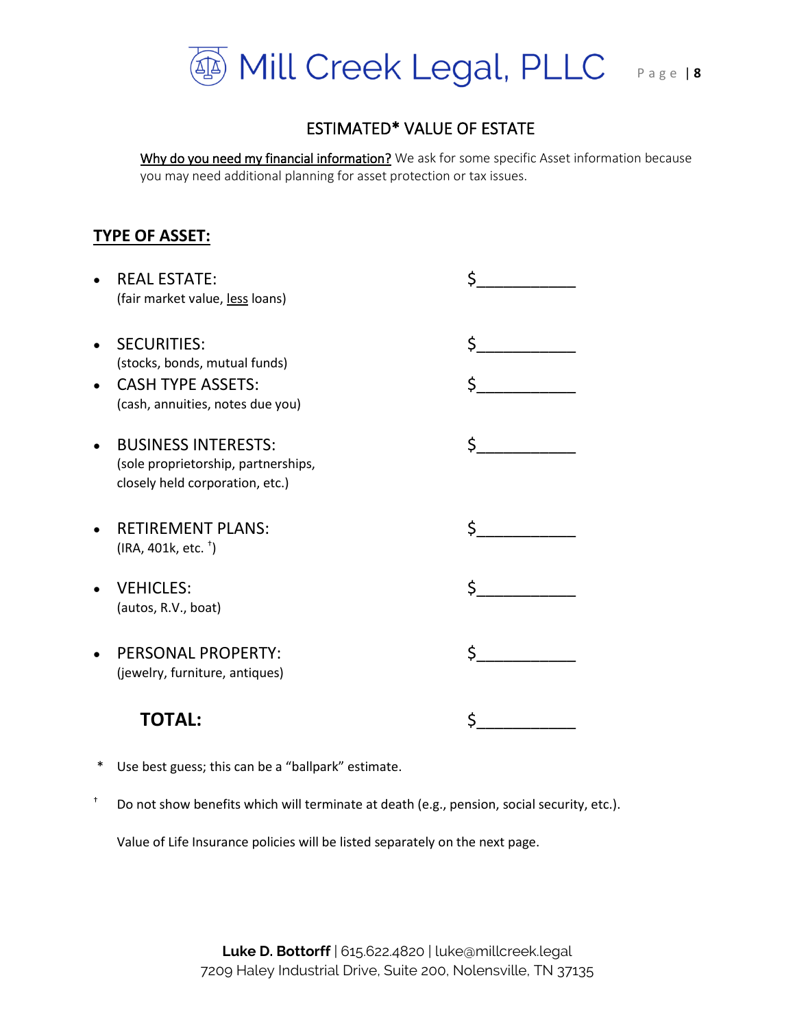## ESTIMATED* VALUE OF ESTATE

<u>Why do you need my financial information?</u> We ask for some specific Asset information because you may need additional planning for asset protection or tax issues.

**TYPE OF ASSET:**

- REAL ESTATE: $___________
  (fair market value, <u>less</u> loans)
- SECURITIES: $___________
  (stocks, bonds, mutual funds)
- CASH TYPE ASSETS: $___________
  (cash, annuities, notes due you)
- BUSINESS INTERESTS: $___________
  (sole proprietorship, partnerships, closely held corporation, etc.)
- RETIREMENT PLANS: $___________
  (IRA, 401k, etc. †)
- VEHICLES: $___________
  (autos, R.V., boat)
- PERSONAL PROPERTY: $___________
  (jewelry, furniture, antiques)

**TOTAL:** $___________

\* Use best guess; this can be a "ballpark" estimate.

† Do not show benefits which will terminate at death (e.g., pension, social security, etc.).

Value of Life Insurance policies will be listed separately on the next page.

**Luke D. Bottorff** | 615.622.4820 | luke@millcreek.legal
7209 Haley Industrial Drive, Suite 200, Nolensville, TN 37135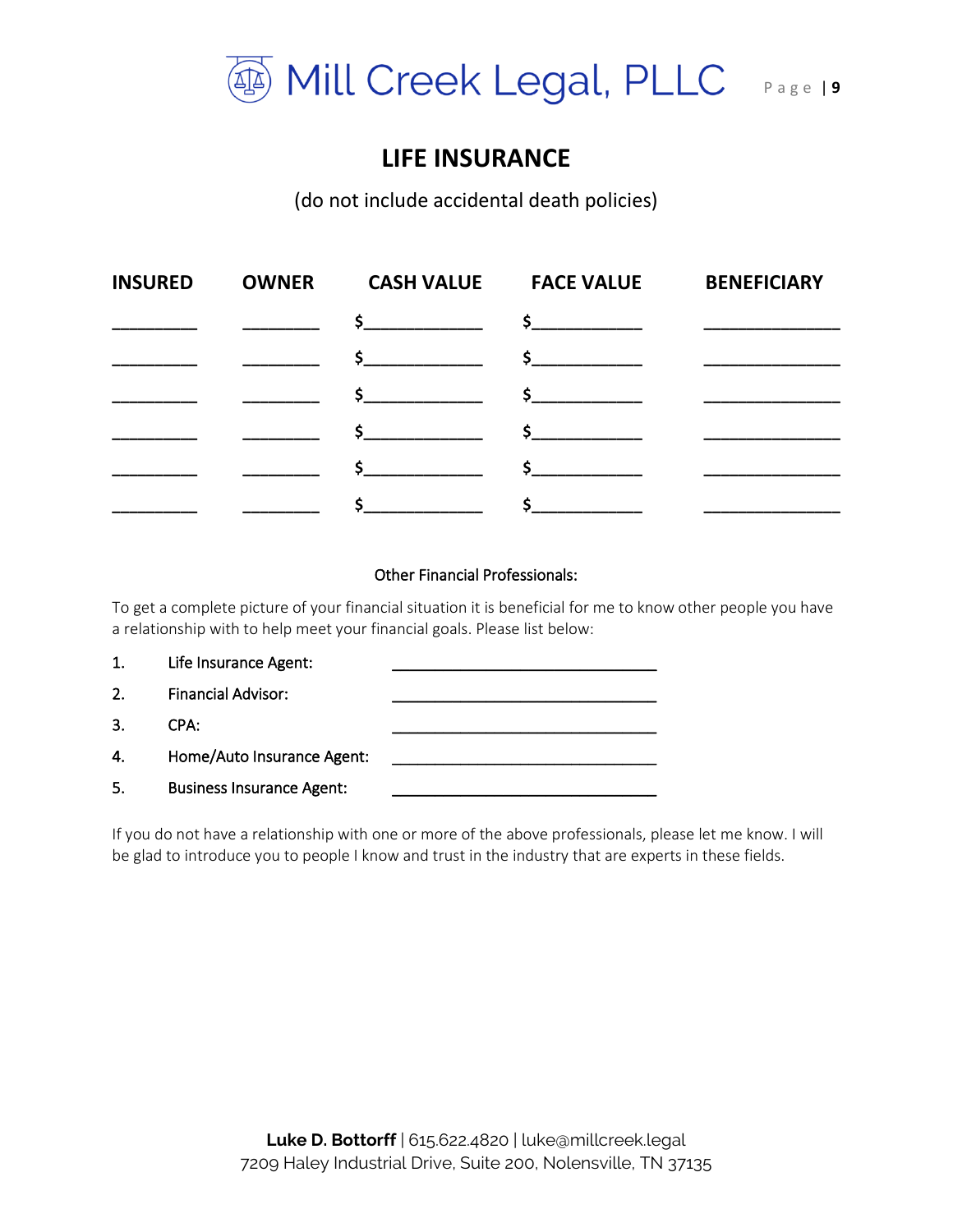# LIFE INSURANCE

(do not include accidental death policies)

| INSURED | OWNER | CASH VALUE | FACE VALUE | BENEFICIARY |
|---|---|---|---|---|
| _________ | ________ | $____________ | $___________ | ______________ |
| _________ | ________ | $____________ | $___________ | ______________ |
| _________ | ________ | $____________ | $___________ | ______________ |
| _________ | ________ | $____________ | $___________ | ______________ |
| _________ | ________ | $____________ | $___________ | ______________ |
| _________ | ________ | $____________ | $___________ | ______________ |

**Other Financial Professionals:**

To get a complete picture of your financial situation it is beneficial for me to know other people you have a relationship with to help meet your financial goals. Please list below:

1. Life Insurance Agent: ____________________________
2. Financial Advisor: ____________________________
3. CPA: ____________________________
4. Home/Auto Insurance Agent: ____________________________
5. Business Insurance Agent: ____________________________

If you do not have a relationship with one or more of the above professionals, please let me know. I will be glad to introduce you to people I know and trust in the industry that are experts in these fields.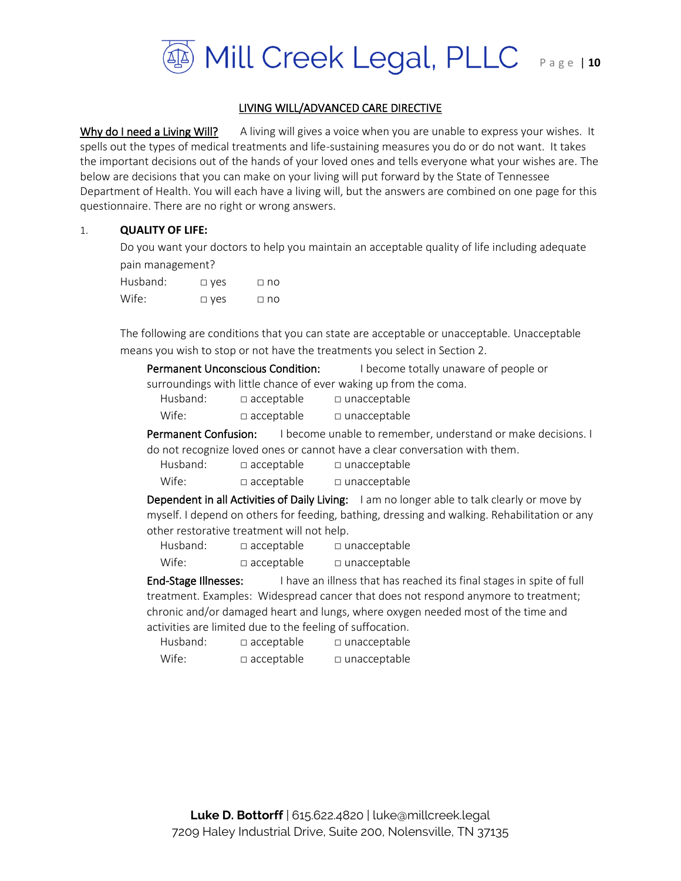## LIVING WILL/ADVANCED CARE DIRECTIVE

**Why do I need a Living Will?** A living will gives a voice when you are unable to express your wishes. It spells out the types of medical treatments and life-sustaining measures you do or do not want. It takes the important decisions out of the hands of your loved ones and tells everyone what your wishes are. The below are decisions that you can make on your living will put forward by the State of Tennessee Department of Health. You will each have a living will, but the answers are combined on one page for this questionnaire. There are no right or wrong answers.

1. **QUALITY OF LIFE:**

   Do you want your doctors to help you maintain an acceptable quality of life including adequate pain management?

   Husband: □ yes □ no

   Wife: □ yes □ no

   The following are conditions that you can state are acceptable or unacceptable. Unacceptable means you wish to stop or not have the treatments you select in Section 2.

   **Permanent Unconscious Condition:** I become totally unaware of people or surroundings with little chance of ever waking up from the coma.

   Husband: □ acceptable □ unacceptable

   Wife: □ acceptable □ unacceptable

   **Permanent Confusion:** I become unable to remember, understand or make decisions. I do not recognize loved ones or cannot have a clear conversation with them.

   Husband: □ acceptable □ unacceptable

   Wife: □ acceptable □ unacceptable

   **Dependent in all Activities of Daily Living:** I am no longer able to talk clearly or move by myself. I depend on others for feeding, bathing, dressing and walking. Rehabilitation or any other restorative treatment will not help.

   Husband: □ acceptable □ unacceptable

   Wife: □ acceptable □ unacceptable

   **End-Stage Illnesses:** I have an illness that has reached its final stages in spite of full treatment. Examples: Widespread cancer that does not respond anymore to treatment; chronic and/or damaged heart and lungs, where oxygen needed most of the time and activities are limited due to the feeling of suffocation.

   Husband: □ acceptable □ unacceptable

   Wife: □ acceptable □ unacceptable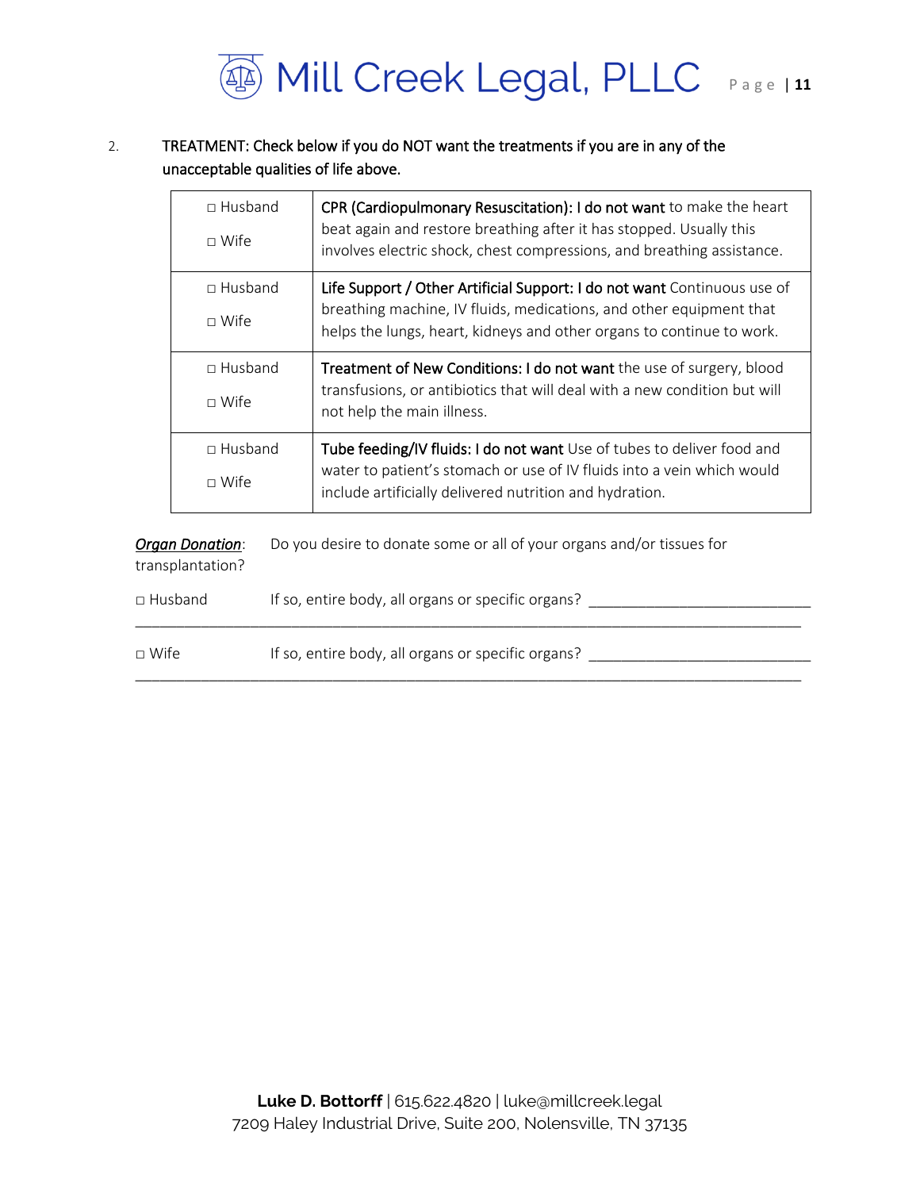2. **TREATMENT: Check below if you do NOT want the treatments if you are in any of the unacceptable qualities of life above.**

| | |
|---|---|
| □ Husband<br>□ Wife | **CPR (Cardiopulmonary Resuscitation): I do not want** to make the heart beat again and restore breathing after it has stopped. Usually this involves electric shock, chest compressions, and breathing assistance. |
| □ Husband<br>□ Wife | **Life Support / Other Artificial Support: I do not want** Continuous use of breathing machine, IV fluids, medications, and other equipment that helps the lungs, heart, kidneys and other organs to continue to work. |
| □ Husband<br>□ Wife | **Treatment of New Conditions: I do not want** the use of surgery, blood transfusions, or antibiotics that will deal with a new condition but will not help the main illness. |
| □ Husband<br>□ Wife | **Tube feeding/IV fluids: I do not want** Use of tubes to deliver food and water to patient's stomach or use of IV fluids into a vein which would include artificially delivered nutrition and hydration. |

***Organ Donation***: Do you desire to donate some or all of your organs and/or tissues for transplantation?

□ Husband If so, entire body, all organs or specific organs? ___________________________
_____________________________________________________________________________

□ Wife If so, entire body, all organs or specific organs? ___________________________
_____________________________________________________________________________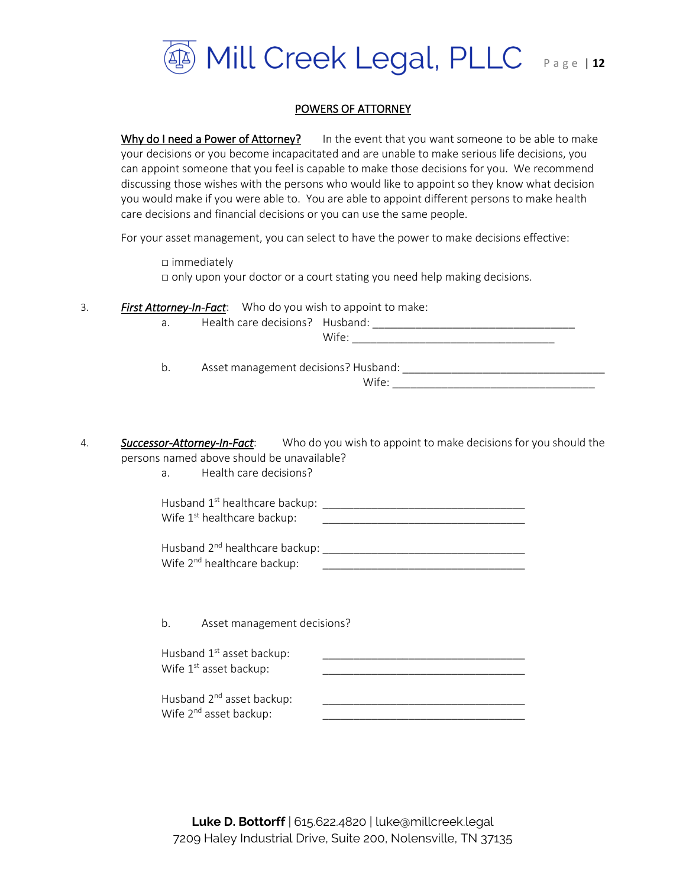## POWERS OF ATTORNEY

**Why do I need a Power of Attorney?** In the event that you want someone to be able to make your decisions or you become incapacitated and are unable to make serious life decisions, you can appoint someone that you feel is capable to make those decisions for you. We recommend discussing those wishes with the persons who would like to appoint so they know what decision you would make if you were able to. You are able to appoint different persons to make health care decisions and financial decisions or you can use the same people.

For your asset management, you can select to have the power to make decisions effective:

□ immediately
□ only upon your doctor or a court stating you need help making decisions.

3. ***First Attorney-In-Fact***: Who do you wish to appoint to make:

   a. Health care decisions? Husband: ________________________________
   Wife: ________________________________

   b. Asset management decisions? Husband: ________________________________
   Wife: ________________________________

4. ***Successor-Attorney-In-Fact***: Who do you wish to appoint to make decisions for you should the persons named above should be unavailable?

   a. Health care decisions?

   Husband 1st healthcare backup: ________________________________
   Wife 1st healthcare backup: ________________________________

   Husband 2nd healthcare backup: ________________________________
   Wife 2nd healthcare backup: ________________________________

   b. Asset management decisions?

   Husband 1st asset backup: ________________________________
   Wife 1st asset backup: ________________________________

   Husband 2nd asset backup: ________________________________
   Wife 2nd asset backup: ________________________________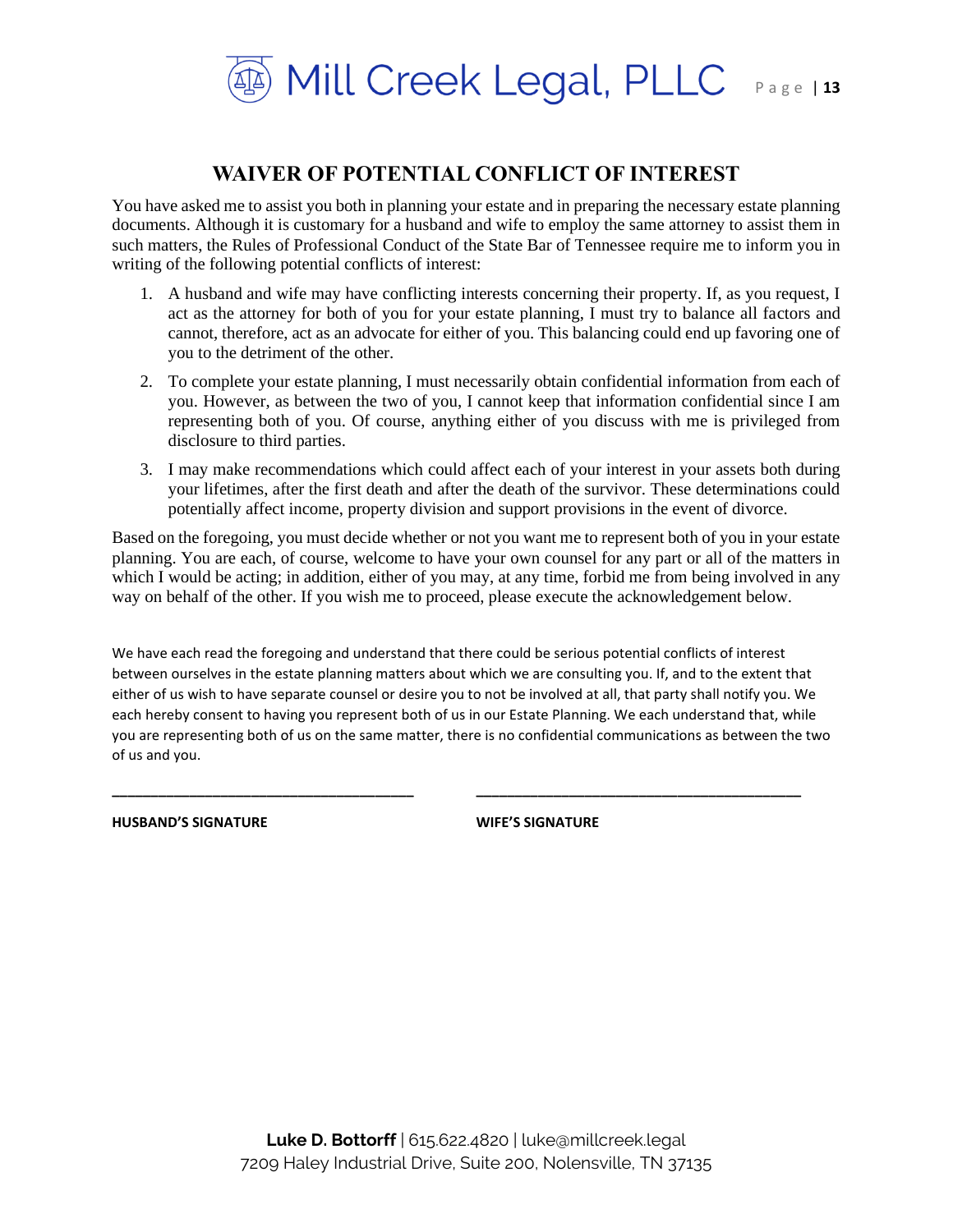## WAIVER OF POTENTIAL CONFLICT OF INTEREST

You have asked me to assist you both in planning your estate and in preparing the necessary estate planning documents. Although it is customary for a husband and wife to employ the same attorney to assist them in such matters, the Rules of Professional Conduct of the State Bar of Tennessee require me to inform you in writing of the following potential conflicts of interest:

1. A husband and wife may have conflicting interests concerning their property. If, as you request, I act as the attorney for both of you for your estate planning, I must try to balance all factors and cannot, therefore, act as an advocate for either of you. This balancing could end up favoring one of you to the detriment of the other.
2. To complete your estate planning, I must necessarily obtain confidential information from each of you. However, as between the two of you, I cannot keep that information confidential since I am representing both of you. Of course, anything either of you discuss with me is privileged from disclosure to third parties.
3. I may make recommendations which could affect each of your interest in your assets both during your lifetimes, after the first death and after the death of the survivor. These determinations could potentially affect income, property division and support provisions in the event of divorce.

Based on the foregoing, you must decide whether or not you want me to represent both of you in your estate planning. You are each, of course, welcome to have your own counsel for any part or all of the matters in which I would be acting; in addition, either of you may, at any time, forbid me from being involved in any way on behalf of the other. If you wish me to proceed, please execute the acknowledgement below.

We have each read the foregoing and understand that there could be serious potential conflicts of interest between ourselves in the estate planning matters about which we are consulting you. If, and to the extent that either of us wish to have separate counsel or desire you to not be involved at all, that party shall notify you. We each hereby consent to having you represent both of us in our Estate Planning. We each understand that, while you are representing both of us on the same matter, there is no confidential communications as between the two of us and you.

\_\_\_\_\_\_\_\_\_\_\_\_\_\_\_\_\_\_\_\_\_\_\_\_\_\_\_\_\_\_\_\_\_\_\_\_ \_\_\_\_\_\_\_\_\_\_\_\_\_\_\_\_\_\_\_\_\_\_\_\_\_\_\_\_\_\_\_\_\_\_\_\_

**HUSBAND'S SIGNATURE** **WIFE'S SIGNATURE**